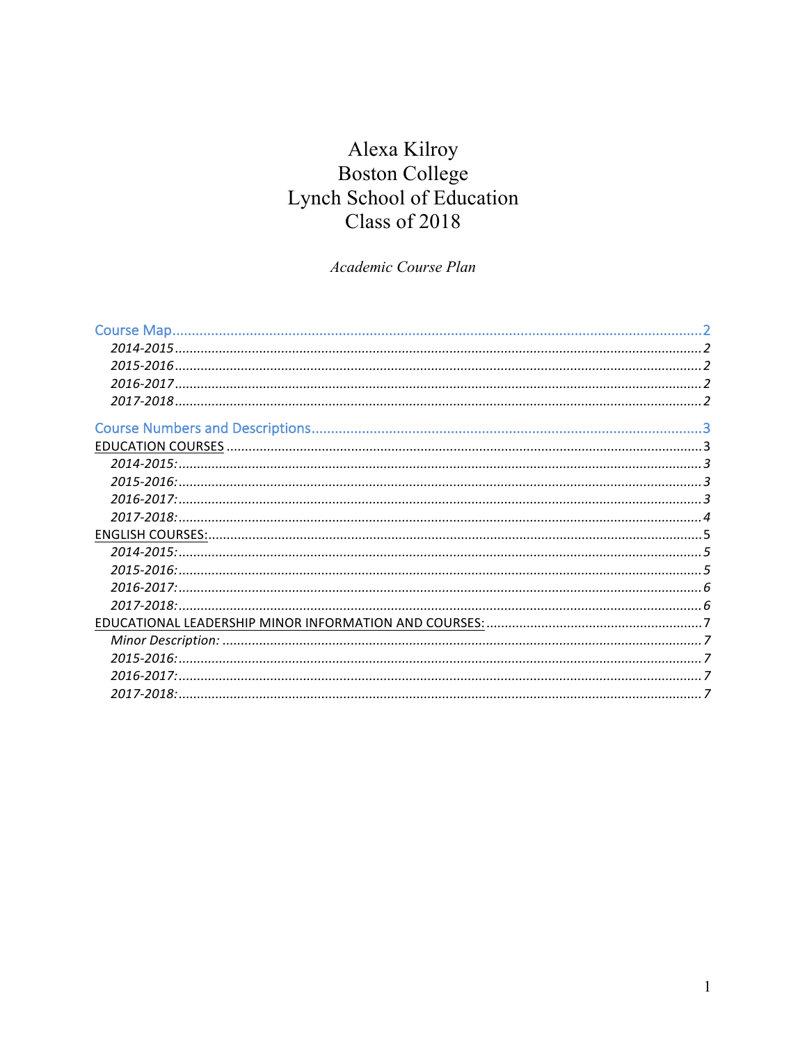# Alexa Kilroy
# Boston College
# Lynch School of Education
# Class of 2018

*Academic Course Plan*

Course Map.....2
- *2014-2015*.....2
- *2015-2016*.....2
- *2016-2017*.....2
- *2017-2018*.....2

Course Numbers and Descriptions.....3

EDUCATION COURSES.....3
- *2014-2015:*.....3
- *2015-2016:*.....3
- *2016-2017:*.....3
- *2017-2018:*.....4

ENGLISH COURSES:.....5
- *2014-2015:*.....5
- *2015-2016:*.....5
- *2016-2017:*.....6
- *2017-2018:*.....6

EDUCATIONAL LEADERSHIP MINOR INFORMATION AND COURSES:.....7
- *Minor Description:*.....7
- *2015-2016:*.....7
- *2016-2017:*.....7
- *2017-2018:*.....7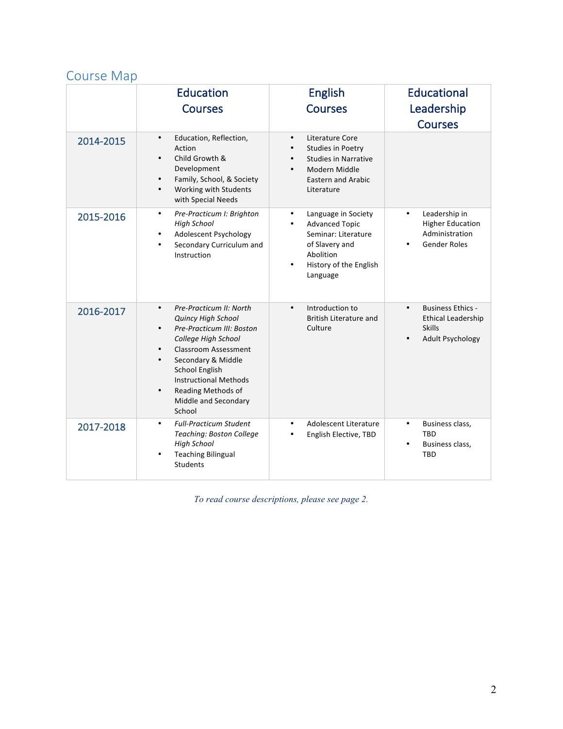## Course Map

| | Education Courses | English Courses | Educational Leadership Courses |
|---|---|---|---|
| 2014-2015 | • Education, Reflection, Action<br>• Child Growth & Development<br>• Family, School, & Society<br>• Working with Students with Special Needs | • Literature Core<br>• Studies in Poetry<br>• Studies in Narrative<br>• Modern Middle Eastern and Arabic Literature | |
| 2015-2016 | • *Pre-Practicum I: Brighton High School*<br>• Adolescent Psychology<br>• Secondary Curriculum and Instruction | • Language in Society<br>• Advanced Topic Seminar: Literature of Slavery and Abolition<br>• History of the English Language | • Leadership in Higher Education Administration<br>• Gender Roles |
| 2016-2017 | • *Pre-Practicum II: North Quincy High School*<br>• *Pre-Practicum III: Boston College High School*<br>• Classroom Assessment<br>• Secondary & Middle School English Instructional Methods<br>• Reading Methods of Middle and Secondary School | • Introduction to British Literature and Culture | • Business Ethics - Ethical Leadership Skills<br>• Adult Psychology |
| 2017-2018 | • *Full-Practicum Student Teaching: Boston College High School*<br>• Teaching Bilingual Students | • Adolescent Literature<br>• English Elective, TBD | • Business class, TBD<br>• Business class, TBD |

*To read course descriptions, please see page 2.*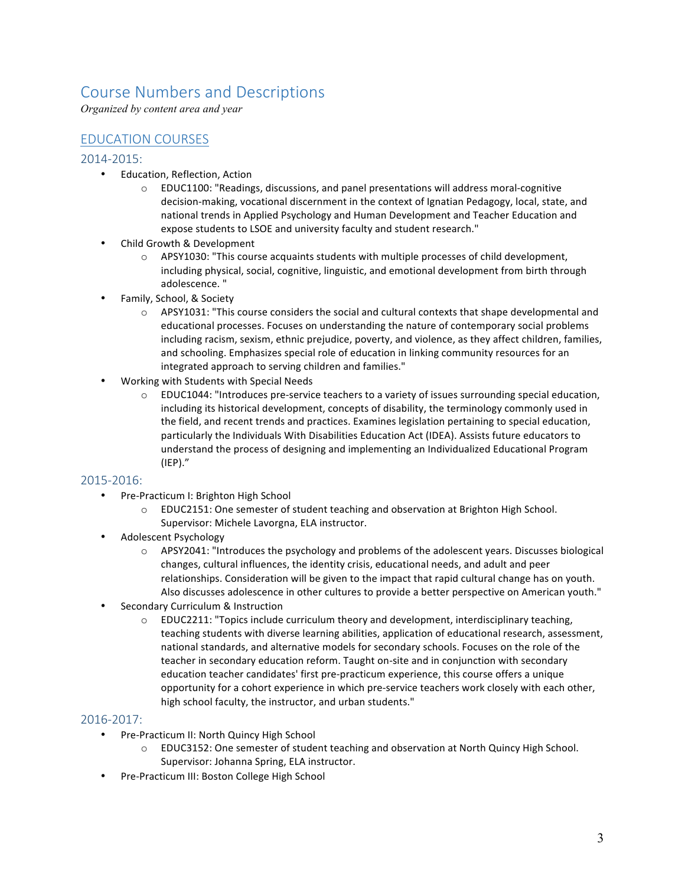# Course Numbers and Descriptions

*Organized by content area and year*

## EDUCATION COURSES

### 2014-2015:

- Education, Reflection, Action
    - EDUC1100: "Readings, discussions, and panel presentations will address moral-cognitive decision-making, vocational discernment in the context of Ignatian Pedagogy, local, state, and national trends in Applied Psychology and Human Development and Teacher Education and expose students to LSOE and university faculty and student research."
- Child Growth & Development
    - APSY1030: "This course acquaints students with multiple processes of child development, including physical, social, cognitive, linguistic, and emotional development from birth through adolescence. "
- Family, School, & Society
    - APSY1031: "This course considers the social and cultural contexts that shape developmental and educational processes. Focuses on understanding the nature of contemporary social problems including racism, sexism, ethnic prejudice, poverty, and violence, as they affect children, families, and schooling. Emphasizes special role of education in linking community resources for an integrated approach to serving children and families."
- Working with Students with Special Needs
    - EDUC1044: "Introduces pre-service teachers to a variety of issues surrounding special education, including its historical development, concepts of disability, the terminology commonly used in the field, and recent trends and practices. Examines legislation pertaining to special education, particularly the Individuals With Disabilities Education Act (IDEA). Assists future educators to understand the process of designing and implementing an Individualized Educational Program (IEP)."

### 2015-2016:

- Pre-Practicum I: Brighton High School
    - EDUC2151: One semester of student teaching and observation at Brighton High School. Supervisor: Michele Lavorgna, ELA instructor.
- Adolescent Psychology
    - APSY2041: "Introduces the psychology and problems of the adolescent years. Discusses biological changes, cultural influences, the identity crisis, educational needs, and adult and peer relationships. Consideration will be given to the impact that rapid cultural change has on youth. Also discusses adolescence in other cultures to provide a better perspective on American youth."
- Secondary Curriculum & Instruction
    - EDUC2211: "Topics include curriculum theory and development, interdisciplinary teaching, teaching students with diverse learning abilities, application of educational research, assessment, national standards, and alternative models for secondary schools. Focuses on the role of the teacher in secondary education reform. Taught on-site and in conjunction with secondary education teacher candidates' first pre-practicum experience, this course offers a unique opportunity for a cohort experience in which pre-service teachers work closely with each other, high school faculty, the instructor, and urban students."

### 2016-2017:

- Pre-Practicum II: North Quincy High School
    - EDUC3152: One semester of student teaching and observation at North Quincy High School. Supervisor: Johanna Spring, ELA instructor.
- Pre-Practicum III: Boston College High School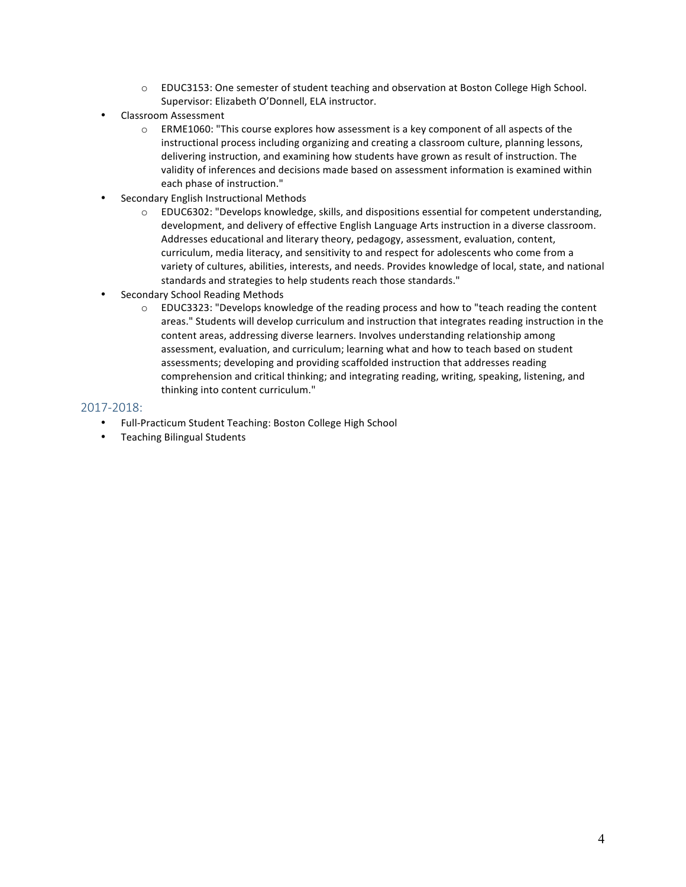- EDUC3153: One semester of student teaching and observation at Boston College High School. Supervisor: Elizabeth O'Donnell, ELA instructor.
- Classroom Assessment
    - ERME1060: "This course explores how assessment is a key component of all aspects of the instructional process including organizing and creating a classroom culture, planning lessons, delivering instruction, and examining how students have grown as result of instruction. The validity of inferences and decisions made based on assessment information is examined within each phase of instruction."
- Secondary English Instructional Methods
    - EDUC6302: "Develops knowledge, skills, and dispositions essential for competent understanding, development, and delivery of effective English Language Arts instruction in a diverse classroom. Addresses educational and literary theory, pedagogy, assessment, evaluation, content, curriculum, media literacy, and sensitivity to and respect for adolescents who come from a variety of cultures, abilities, interests, and needs. Provides knowledge of local, state, and national standards and strategies to help students reach those standards."
- Secondary School Reading Methods
    - EDUC3323: "Develops knowledge of the reading process and how to "teach reading the content areas." Students will develop curriculum and instruction that integrates reading instruction in the content areas, addressing diverse learners. Involves understanding relationship among assessment, evaluation, and curriculum; learning what and how to teach based on student assessments; developing and providing scaffolded instruction that addresses reading comprehension and critical thinking; and integrating reading, writing, speaking, listening, and thinking into content curriculum."

## 2017-2018:

- Full-Practicum Student Teaching: Boston College High School
- Teaching Bilingual Students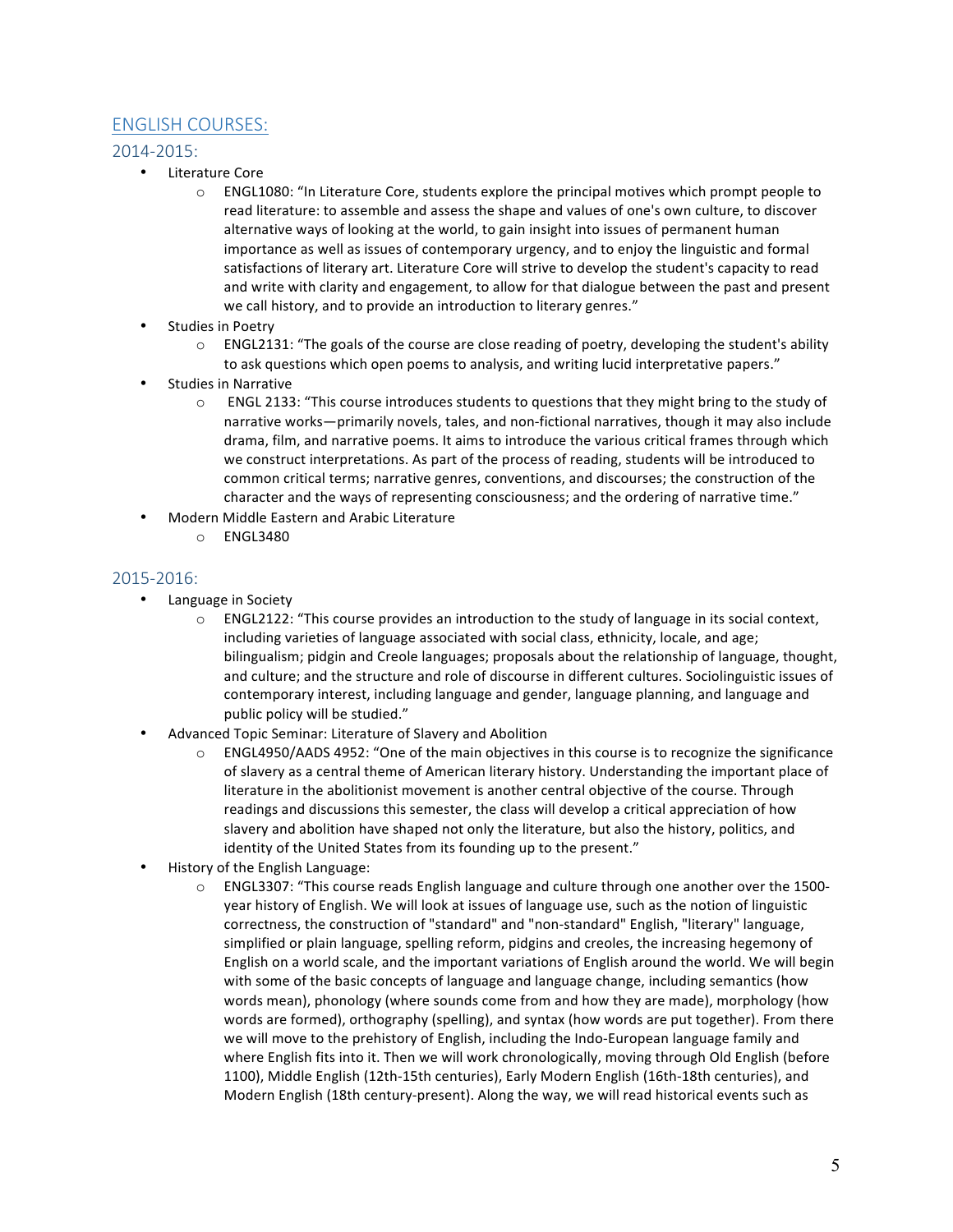## ENGLISH COURSES:

### 2014-2015:

- Literature Core
  - ENGL1080: "In Literature Core, students explore the principal motives which prompt people to read literature: to assemble and assess the shape and values of one's own culture, to discover alternative ways of looking at the world, to gain insight into issues of permanent human importance as well as issues of contemporary urgency, and to enjoy the linguistic and formal satisfactions of literary art. Literature Core will strive to develop the student's capacity to read and write with clarity and engagement, to allow for that dialogue between the past and present we call history, and to provide an introduction to literary genres."
- Studies in Poetry
  - ENGL2131: "The goals of the course are close reading of poetry, developing the student's ability to ask questions which open poems to analysis, and writing lucid interpretative papers."
- Studies in Narrative
  - ENGL 2133: "This course introduces students to questions that they might bring to the study of narrative works—primarily novels, tales, and non-fictional narratives, though it may also include drama, film, and narrative poems. It aims to introduce the various critical frames through which we construct interpretations. As part of the process of reading, students will be introduced to common critical terms; narrative genres, conventions, and discourses; the construction of the character and the ways of representing consciousness; and the ordering of narrative time."
- Modern Middle Eastern and Arabic Literature
  - ENGL3480

### 2015-2016:

- Language in Society
  - ENGL2122: "This course provides an introduction to the study of language in its social context, including varieties of language associated with social class, ethnicity, locale, and age; bilingualism; pidgin and Creole languages; proposals about the relationship of language, thought, and culture; and the structure and role of discourse in different cultures. Sociolinguistic issues of contemporary interest, including language and gender, language planning, and language and public policy will be studied."
- Advanced Topic Seminar: Literature of Slavery and Abolition
  - ENGL4950/AADS 4952: "One of the main objectives in this course is to recognize the significance of slavery as a central theme of American literary history. Understanding the important place of literature in the abolitionist movement is another central objective of the course. Through readings and discussions this semester, the class will develop a critical appreciation of how slavery and abolition have shaped not only the literature, but also the history, politics, and identity of the United States from its founding up to the present."
- History of the English Language:
  - ENGL3307: "This course reads English language and culture through one another over the 1500-year history of English. We will look at issues of language use, such as the notion of linguistic correctness, the construction of "standard" and "non-standard" English, "literary" language, simplified or plain language, spelling reform, pidgins and creoles, the increasing hegemony of English on a world scale, and the important variations of English around the world. We will begin with some of the basic concepts of language and language change, including semantics (how words mean), phonology (where sounds come from and how they are made), morphology (how words are formed), orthography (spelling), and syntax (how words are put together). From there we will move to the prehistory of English, including the Indo-European language family and where English fits into it. Then we will work chronologically, moving through Old English (before 1100), Middle English (12th-15th centuries), Early Modern English (16th-18th centuries), and Modern English (18th century-present). Along the way, we will read historical events such as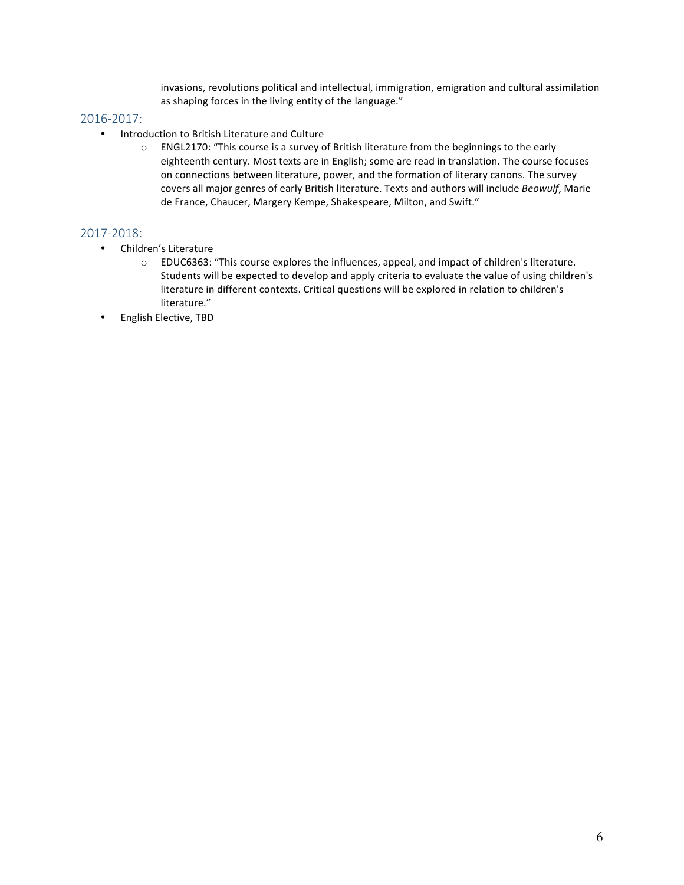invasions, revolutions political and intellectual, immigration, emigration and cultural assimilation as shaping forces in the living entity of the language."

### 2016-2017:

- Introduction to British Literature and Culture
    - ENGL2170: "This course is a survey of British literature from the beginnings to the early eighteenth century. Most texts are in English; some are read in translation. The course focuses on connections between literature, power, and the formation of literary canons. The survey covers all major genres of early British literature. Texts and authors will include *Beowulf*, Marie de France, Chaucer, Margery Kempe, Shakespeare, Milton, and Swift."

### 2017-2018:

- Children's Literature
    - EDUC6363: "This course explores the influences, appeal, and impact of children's literature. Students will be expected to develop and apply criteria to evaluate the value of using children's literature in different contexts. Critical questions will be explored in relation to children's literature."
- English Elective, TBD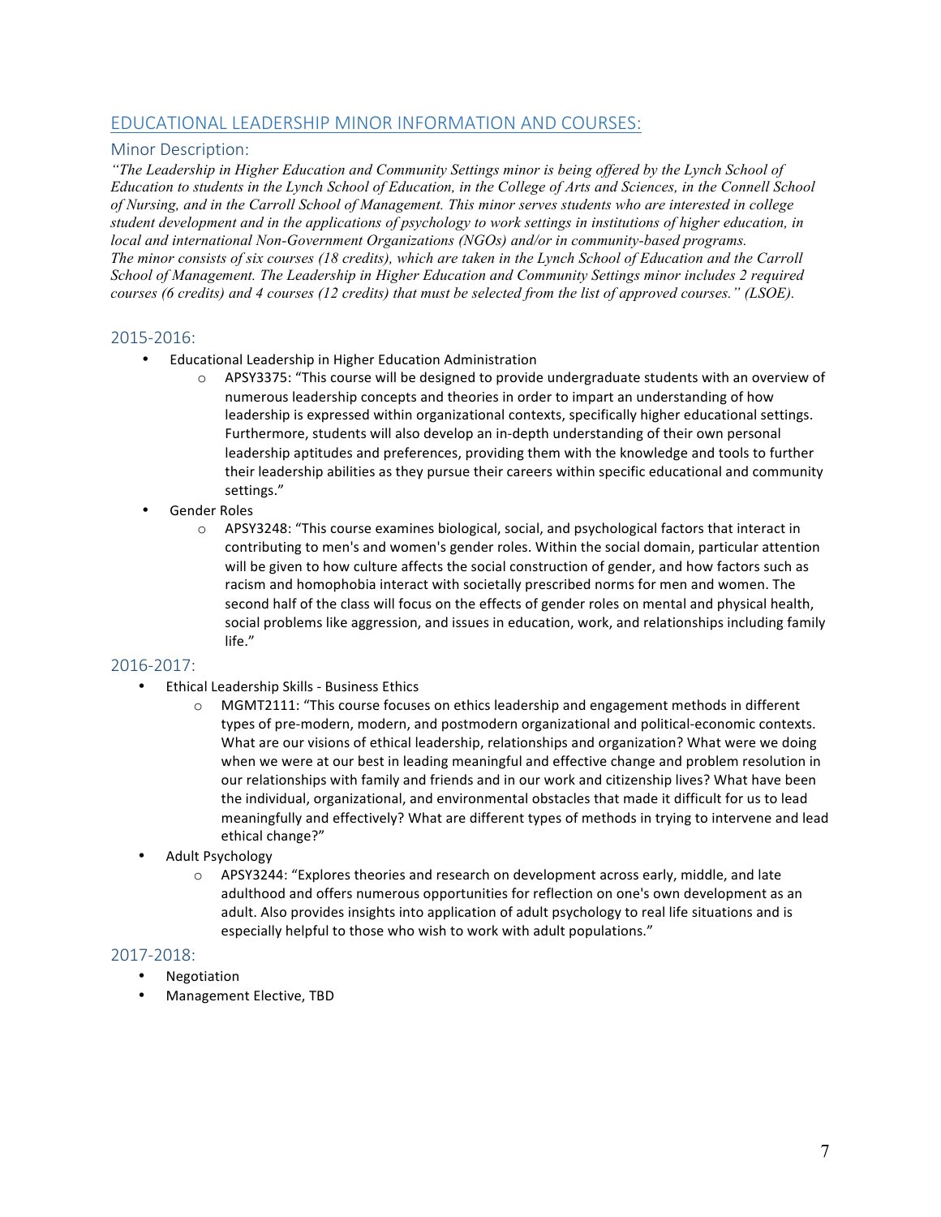## EDUCATIONAL LEADERSHIP MINOR INFORMATION AND COURSES:

### Minor Description:

*"The Leadership in Higher Education and Community Settings minor is being offered by the Lynch School of Education to students in the Lynch School of Education, in the College of Arts and Sciences, in the Connell School of Nursing, and in the Carroll School of Management. This minor serves students who are interested in college student development and in the applications of psychology to work settings in institutions of higher education, in local and international Non-Government Organizations (NGOs) and/or in community-based programs. The minor consists of six courses (18 credits), which are taken in the Lynch School of Education and the Carroll School of Management. The Leadership in Higher Education and Community Settings minor includes 2 required courses (6 credits) and 4 courses (12 credits) that must be selected from the list of approved courses." (LSOE).*

### 2015-2016:

- Educational Leadership in Higher Education Administration
  - APSY3375: "This course will be designed to provide undergraduate students with an overview of numerous leadership concepts and theories in order to impart an understanding of how leadership is expressed within organizational contexts, specifically higher educational settings. Furthermore, students will also develop an in-depth understanding of their own personal leadership aptitudes and preferences, providing them with the knowledge and tools to further their leadership abilities as they pursue their careers within specific educational and community settings."
- Gender Roles
  - APSY3248: "This course examines biological, social, and psychological factors that interact in contributing to men's and women's gender roles. Within the social domain, particular attention will be given to how culture affects the social construction of gender, and how factors such as racism and homophobia interact with societally prescribed norms for men and women. The second half of the class will focus on the effects of gender roles on mental and physical health, social problems like aggression, and issues in education, work, and relationships including family life."

### 2016-2017:

- Ethical Leadership Skills - Business Ethics
  - MGMT2111: "This course focuses on ethics leadership and engagement methods in different types of pre-modern, modern, and postmodern organizational and political-economic contexts. What are our visions of ethical leadership, relationships and organization? What were we doing when we were at our best in leading meaningful and effective change and problem resolution in our relationships with family and friends and in our work and citizenship lives? What have been the individual, organizational, and environmental obstacles that made it difficult for us to lead meaningfully and effectively? What are different types of methods in trying to intervene and lead ethical change?"
- Adult Psychology
  - APSY3244: "Explores theories and research on development across early, middle, and late adulthood and offers numerous opportunities for reflection on one's own development as an adult. Also provides insights into application of adult psychology to real life situations and is especially helpful to those who wish to work with adult populations."

### 2017-2018:

- Negotiation
- Management Elective, TBD